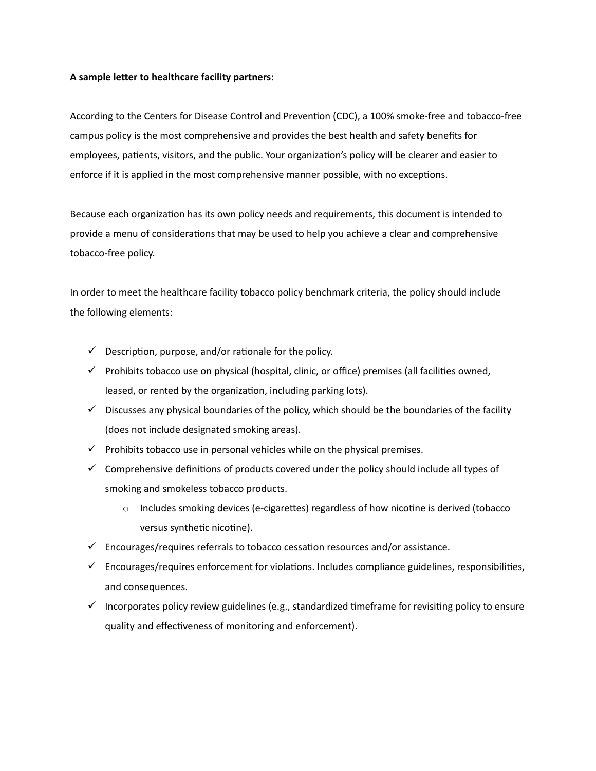**<u>A sample letter to healthcare facility partners:</u>**

According to the Centers for Disease Control and Prevention (CDC), a 100% smoke-free and tobacco-free campus policy is the most comprehensive and provides the best health and safety benefits for employees, patients, visitors, and the public. Your organization's policy will be clearer and easier to enforce if it is applied in the most comprehensive manner possible, with no exceptions.

Because each organization has its own policy needs and requirements, this document is intended to provide a menu of considerations that may be used to help you achieve a clear and comprehensive tobacco-free policy.

In order to meet the healthcare facility tobacco policy benchmark criteria, the policy should include the following elements:

- ✓ Description, purpose, and/or rationale for the policy.
- ✓ Prohibits tobacco use on physical (hospital, clinic, or office) premises (all facilities owned, leased, or rented by the organization, including parking lots).
- ✓ Discusses any physical boundaries of the policy, which should be the boundaries of the facility (does not include designated smoking areas).
- ✓ Prohibits tobacco use in personal vehicles while on the physical premises.
- ✓ Comprehensive definitions of products covered under the policy should include all types of smoking and smokeless tobacco products.
  - Includes smoking devices (e-cigarettes) regardless of how nicotine is derived (tobacco versus synthetic nicotine).
- ✓ Encourages/requires referrals to tobacco cessation resources and/or assistance.
- ✓ Encourages/requires enforcement for violations. Includes compliance guidelines, responsibilities, and consequences.
- ✓ Incorporates policy review guidelines (e.g., standardized timeframe for revisiting policy to ensure quality and effectiveness of monitoring and enforcement).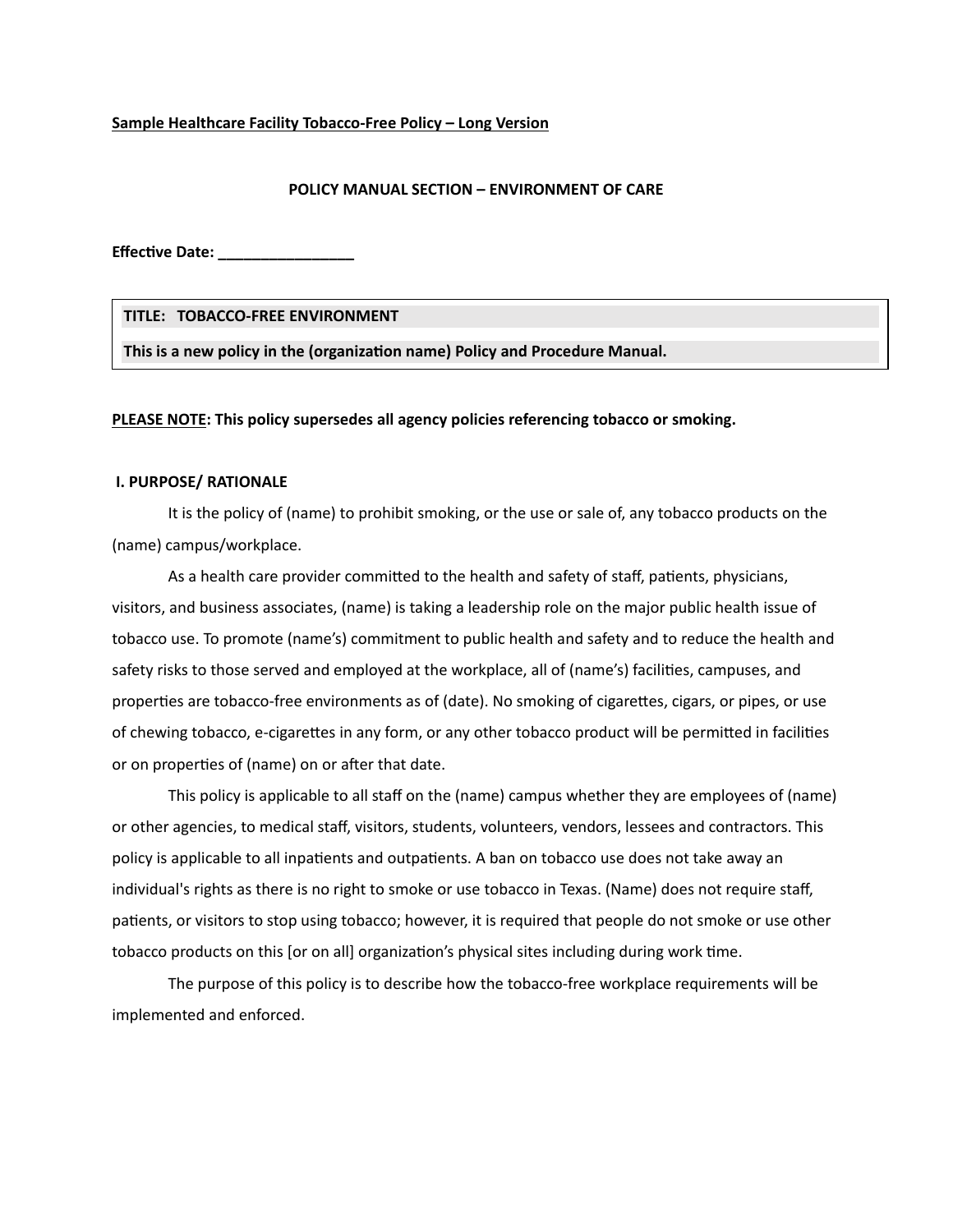**Sample Healthcare Facility Tobacco-Free Policy – Long Version**

**POLICY MANUAL SECTION – ENVIRONMENT OF CARE**

**Effective Date: ________________**

| **TITLE: TOBACCO-FREE ENVIRONMENT** |
| --- |
| **This is a new policy in the (organization name) Policy and Procedure Manual.** |

**PLEASE NOTE: This policy supersedes all agency policies referencing tobacco or smoking.**

## I. PURPOSE/ RATIONALE

It is the policy of (name) to prohibit smoking, or the use or sale of, any tobacco products on the (name) campus/workplace.

As a health care provider committed to the health and safety of staff, patients, physicians, visitors, and business associates, (name) is taking a leadership role on the major public health issue of tobacco use. To promote (name's) commitment to public health and safety and to reduce the health and safety risks to those served and employed at the workplace, all of (name's) facilities, campuses, and properties are tobacco-free environments as of (date). No smoking of cigarettes, cigars, or pipes, or use of chewing tobacco, e-cigarettes in any form, or any other tobacco product will be permitted in facilities or on properties of (name) on or after that date.

This policy is applicable to all staff on the (name) campus whether they are employees of (name) or other agencies, to medical staff, visitors, students, volunteers, vendors, lessees and contractors. This policy is applicable to all inpatients and outpatients. A ban on tobacco use does not take away an individual's rights as there is no right to smoke or use tobacco in Texas. (Name) does not require staff, patients, or visitors to stop using tobacco; however, it is required that people do not smoke or use other tobacco products on this [or on all] organization's physical sites including during work time.

The purpose of this policy is to describe how the tobacco-free workplace requirements will be implemented and enforced.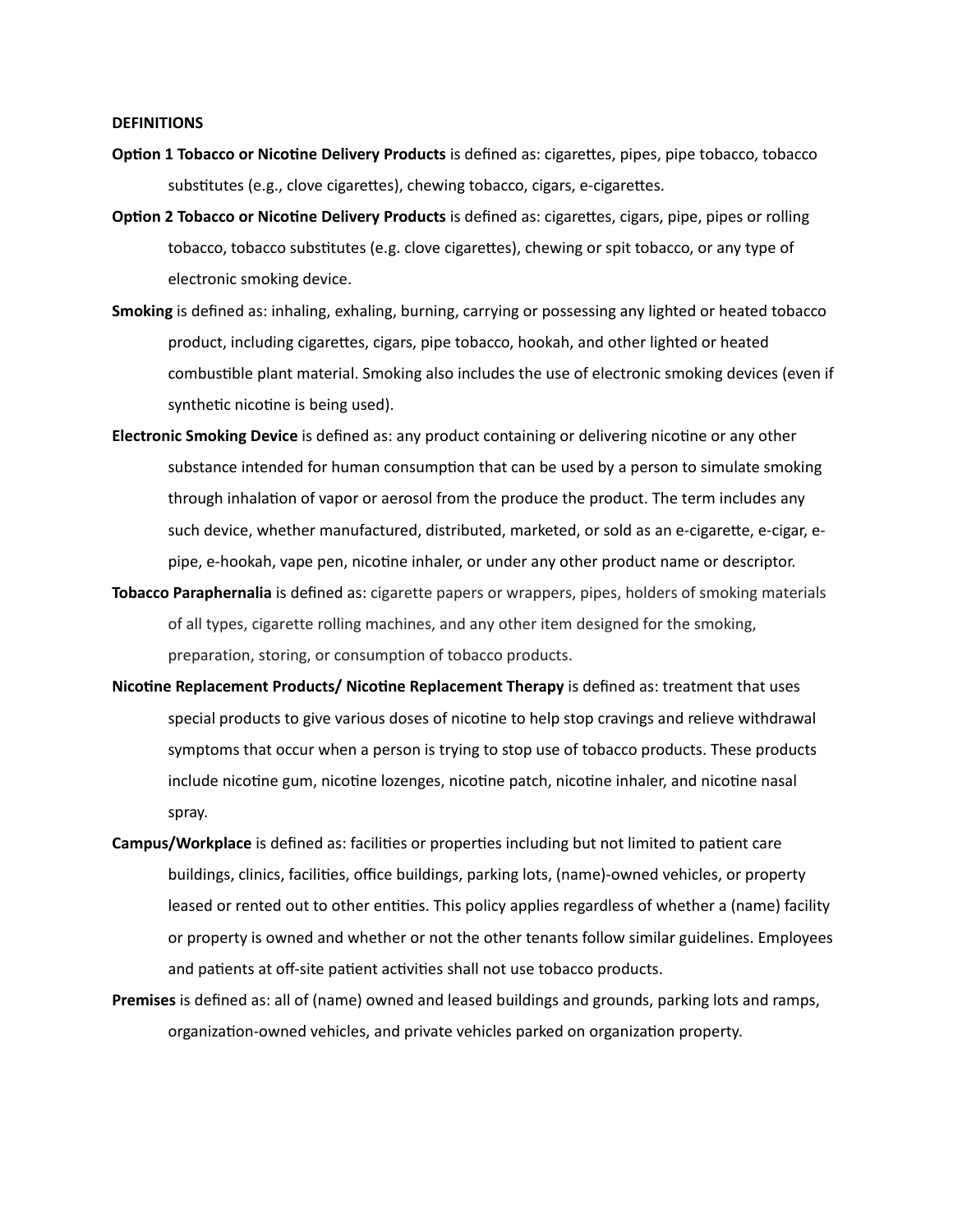**DEFINITIONS**

**Option 1 Tobacco or Nicotine Delivery Products** is defined as: cigarettes, pipes, pipe tobacco, tobacco substitutes (e.g., clove cigarettes), chewing tobacco, cigars, e-cigarettes.

**Option 2 Tobacco or Nicotine Delivery Products** is defined as: cigarettes, cigars, pipe, pipes or rolling tobacco, tobacco substitutes (e.g. clove cigarettes), chewing or spit tobacco, or any type of electronic smoking device.

**Smoking** is defined as: inhaling, exhaling, burning, carrying or possessing any lighted or heated tobacco product, including cigarettes, cigars, pipe tobacco, hookah, and other lighted or heated combustible plant material. Smoking also includes the use of electronic smoking devices (even if synthetic nicotine is being used).

**Electronic Smoking Device** is defined as: any product containing or delivering nicotine or any other substance intended for human consumption that can be used by a person to simulate smoking through inhalation of vapor or aerosol from the produce the product. The term includes any such device, whether manufactured, distributed, marketed, or sold as an e-cigarette, e-cigar, e-pipe, e-hookah, vape pen, nicotine inhaler, or under any other product name or descriptor.

**Tobacco Paraphernalia** is defined as: cigarette papers or wrappers, pipes, holders of smoking materials of all types, cigarette rolling machines, and any other item designed for the smoking, preparation, storing, or consumption of tobacco products.

**Nicotine Replacement Products/ Nicotine Replacement Therapy** is defined as: treatment that uses special products to give various doses of nicotine to help stop cravings and relieve withdrawal symptoms that occur when a person is trying to stop use of tobacco products. These products include nicotine gum, nicotine lozenges, nicotine patch, nicotine inhaler, and nicotine nasal spray.

**Campus/Workplace** is defined as: facilities or properties including but not limited to patient care buildings, clinics, facilities, office buildings, parking lots, (name)-owned vehicles, or property leased or rented out to other entities. This policy applies regardless of whether a (name) facility or property is owned and whether or not the other tenants follow similar guidelines. Employees and patients at off-site patient activities shall not use tobacco products.

**Premises** is defined as: all of (name) owned and leased buildings and grounds, parking lots and ramps, organization-owned vehicles, and private vehicles parked on organization property.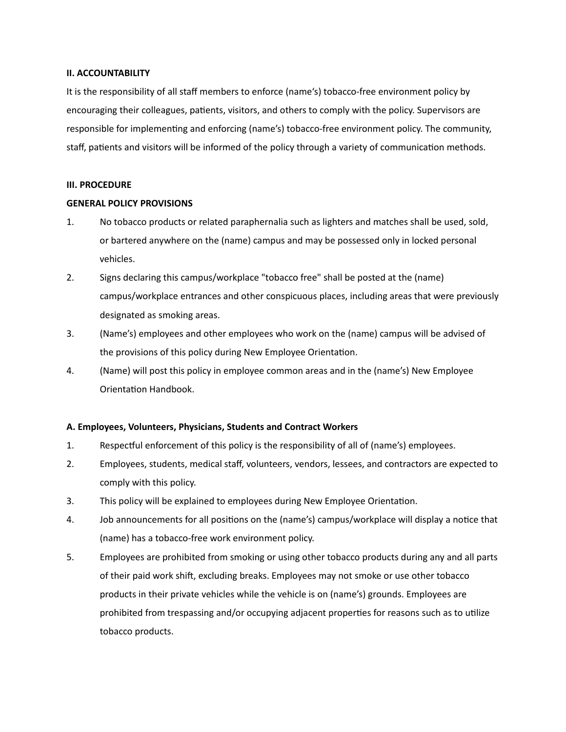**II. ACCOUNTABILITY**

It is the responsibility of all staff members to enforce (name's) tobacco-free environment policy by encouraging their colleagues, patients, visitors, and others to comply with the policy. Supervisors are responsible for implementing and enforcing (name's) tobacco-free environment policy. The community, staff, patients and visitors will be informed of the policy through a variety of communication methods.

**III. PROCEDURE**

**GENERAL POLICY PROVISIONS**

1. No tobacco products or related paraphernalia such as lighters and matches shall be used, sold, or bartered anywhere on the (name) campus and may be possessed only in locked personal vehicles.
2. Signs declaring this campus/workplace "tobacco free" shall be posted at the (name) campus/workplace entrances and other conspicuous places, including areas that were previously designated as smoking areas.
3. (Name's) employees and other employees who work on the (name) campus will be advised of the provisions of this policy during New Employee Orientation.
4. (Name) will post this policy in employee common areas and in the (name's) New Employee Orientation Handbook.

**A. Employees, Volunteers, Physicians, Students and Contract Workers**

1. Respectful enforcement of this policy is the responsibility of all of (name's) employees.
2. Employees, students, medical staff, volunteers, vendors, lessees, and contractors are expected to comply with this policy.
3. This policy will be explained to employees during New Employee Orientation.
4. Job announcements for all positions on the (name's) campus/workplace will display a notice that (name) has a tobacco-free work environment policy.
5. Employees are prohibited from smoking or using other tobacco products during any and all parts of their paid work shift, excluding breaks. Employees may not smoke or use other tobacco products in their private vehicles while the vehicle is on (name's) grounds. Employees are prohibited from trespassing and/or occupying adjacent properties for reasons such as to utilize tobacco products.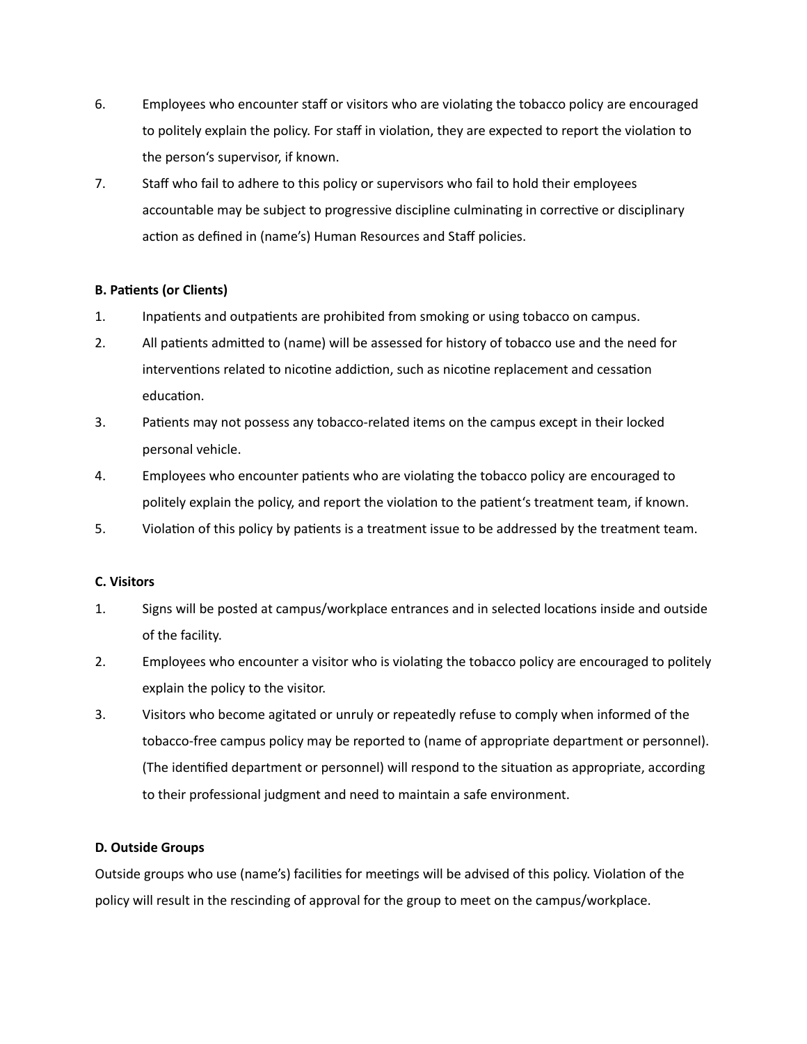6. Employees who encounter staff or visitors who are violating the tobacco policy are encouraged to politely explain the policy. For staff in violation, they are expected to report the violation to the person's supervisor, if known.
7. Staff who fail to adhere to this policy or supervisors who fail to hold their employees accountable may be subject to progressive discipline culminating in corrective or disciplinary action as defined in (name's) Human Resources and Staff policies.

**B. Patients (or Clients)**

1. Inpatients and outpatients are prohibited from smoking or using tobacco on campus.
2. All patients admitted to (name) will be assessed for history of tobacco use and the need for interventions related to nicotine addiction, such as nicotine replacement and cessation education.
3. Patients may not possess any tobacco-related items on the campus except in their locked personal vehicle.
4. Employees who encounter patients who are violating the tobacco policy are encouraged to politely explain the policy, and report the violation to the patient's treatment team, if known.
5. Violation of this policy by patients is a treatment issue to be addressed by the treatment team.

**C. Visitors**

1. Signs will be posted at campus/workplace entrances and in selected locations inside and outside of the facility.
2. Employees who encounter a visitor who is violating the tobacco policy are encouraged to politely explain the policy to the visitor.
3. Visitors who become agitated or unruly or repeatedly refuse to comply when informed of the tobacco-free campus policy may be reported to (name of appropriate department or personnel). (The identified department or personnel) will respond to the situation as appropriate, according to their professional judgment and need to maintain a safe environment.

**D. Outside Groups**

Outside groups who use (name's) facilities for meetings will be advised of this policy. Violation of the policy will result in the rescinding of approval for the group to meet on the campus/workplace.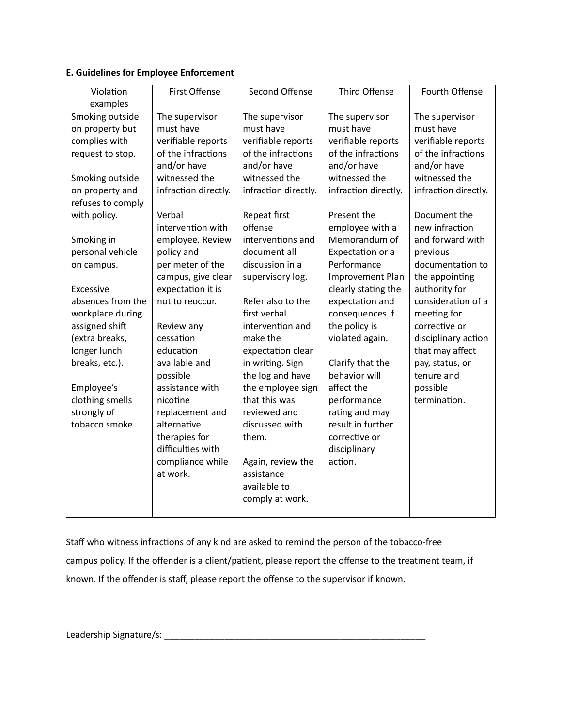**E. Guidelines for Employee Enforcement**

| Violation examples | First Offense | Second Offense | Third Offense | Fourth Offense |
|---|---|---|---|---|
| Smoking outside on property but complies with request to stop.<br><br>Smoking outside on property and refuses to comply with policy.<br><br>Smoking in personal vehicle on campus.<br><br>Excessive absences from the workplace during assigned shift (extra breaks, longer lunch breaks, etc.).<br><br>Employee's clothing smells strongly of tobacco smoke. | The supervisor must have verifiable reports of the infractions and/or have witnessed the infraction directly.<br><br>Verbal intervention with employee. Review policy and perimeter of the campus, give clear expectation it is not to reoccur.<br><br>Review any cessation education available and possible assistance with nicotine replacement and alternative therapies for difficulties with compliance while at work. | The supervisor must have verifiable reports of the infractions and/or have witnessed the infraction directly.<br><br>Repeat first offense interventions and document all discussion in a supervisory log.<br><br>Refer also to the first verbal intervention and make the expectation clear in writing. Sign the log and have the employee sign that this was reviewed and discussed with them.<br><br>Again, review the assistance available to comply at work. | The supervisor must have verifiable reports of the infractions and/or have witnessed the infraction directly.<br><br>Present the employee with a Memorandum of Expectation or a Performance Improvement Plan clearly stating the expectation and consequences if the policy is violated again.<br><br>Clarify that the behavior will affect the performance rating and may result in further corrective or disciplinary action. | The supervisor must have verifiable reports of the infractions and/or have witnessed the infraction directly.<br><br>Document the new infraction and forward with previous documentation to the appointing authority for consideration of a meeting for corrective or disciplinary action that may affect pay, status, or tenure and possible termination. |

Staff who witness infractions of any kind are asked to remind the person of the tobacco-free campus policy. If the offender is a client/patient, please report the offense to the treatment team, if known. If the offender is staff, please report the offense to the supervisor if known.

Leadership Signature/s: _______________________________________________________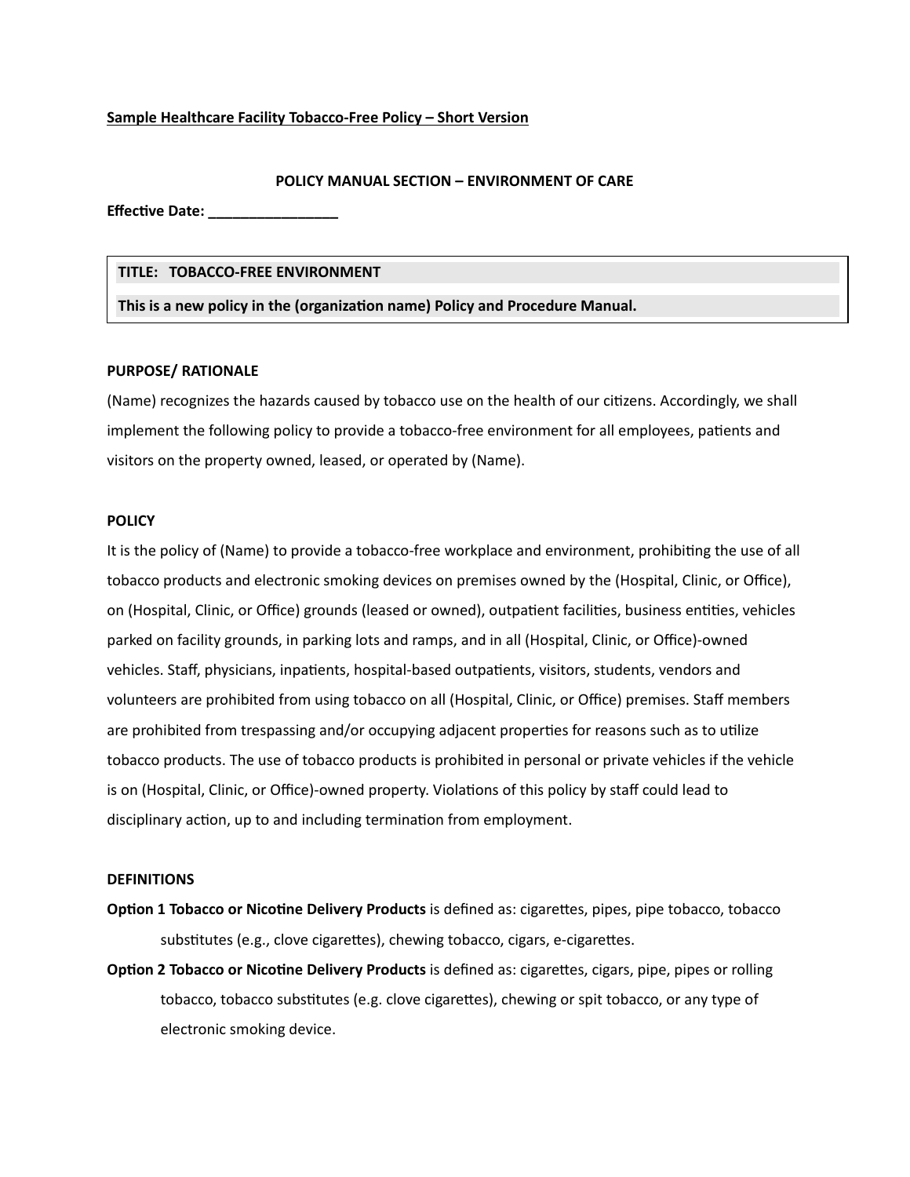**Sample Healthcare Facility Tobacco-Free Policy – Short Version**

**POLICY MANUAL SECTION – ENVIRONMENT OF CARE**

**Effective Date: ________________**

| **TITLE: TOBACCO-FREE ENVIRONMENT** |
|---|
| **This is a new policy in the (organization name) Policy and Procedure Manual.** |

**PURPOSE/ RATIONALE**

(Name) recognizes the hazards caused by tobacco use on the health of our citizens. Accordingly, we shall implement the following policy to provide a tobacco-free environment for all employees, patients and visitors on the property owned, leased, or operated by (Name).

**POLICY**

It is the policy of (Name) to provide a tobacco-free workplace and environment, prohibiting the use of all tobacco products and electronic smoking devices on premises owned by the (Hospital, Clinic, or Office), on (Hospital, Clinic, or Office) grounds (leased or owned), outpatient facilities, business entities, vehicles parked on facility grounds, in parking lots and ramps, and in all (Hospital, Clinic, or Office)-owned vehicles. Staff, physicians, inpatients, hospital-based outpatients, visitors, students, vendors and volunteers are prohibited from using tobacco on all (Hospital, Clinic, or Office) premises. Staff members are prohibited from trespassing and/or occupying adjacent properties for reasons such as to utilize tobacco products. The use of tobacco products is prohibited in personal or private vehicles if the vehicle is on (Hospital, Clinic, or Office)-owned property. Violations of this policy by staff could lead to disciplinary action, up to and including termination from employment.

**DEFINITIONS**

**Option 1 Tobacco or Nicotine Delivery Products** is defined as: cigarettes, pipes, pipe tobacco, tobacco substitutes (e.g., clove cigarettes), chewing tobacco, cigars, e-cigarettes.

**Option 2 Tobacco or Nicotine Delivery Products** is defined as: cigarettes, cigars, pipe, pipes or rolling tobacco, tobacco substitutes (e.g. clove cigarettes), chewing or spit tobacco, or any type of electronic smoking device.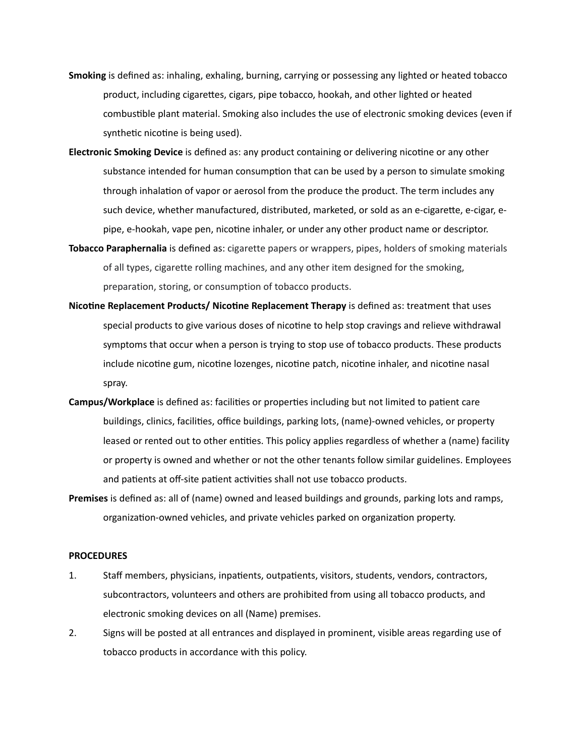**Smoking** is defined as: inhaling, exhaling, burning, carrying or possessing any lighted or heated tobacco product, including cigarettes, cigars, pipe tobacco, hookah, and other lighted or heated combustible plant material. Smoking also includes the use of electronic smoking devices (even if synthetic nicotine is being used).

**Electronic Smoking Device** is defined as: any product containing or delivering nicotine or any other substance intended for human consumption that can be used by a person to simulate smoking through inhalation of vapor or aerosol from the produce the product. The term includes any such device, whether manufactured, distributed, marketed, or sold as an e-cigarette, e-cigar, e-pipe, e-hookah, vape pen, nicotine inhaler, or under any other product name or descriptor.

**Tobacco Paraphernalia** is defined as: cigarette papers or wrappers, pipes, holders of smoking materials of all types, cigarette rolling machines, and any other item designed for the smoking, preparation, storing, or consumption of tobacco products.

**Nicotine Replacement Products/ Nicotine Replacement Therapy** is defined as: treatment that uses special products to give various doses of nicotine to help stop cravings and relieve withdrawal symptoms that occur when a person is trying to stop use of tobacco products. These products include nicotine gum, nicotine lozenges, nicotine patch, nicotine inhaler, and nicotine nasal spray.

**Campus/Workplace** is defined as: facilities or properties including but not limited to patient care buildings, clinics, facilities, office buildings, parking lots, (name)-owned vehicles, or property leased or rented out to other entities. This policy applies regardless of whether a (name) facility or property is owned and whether or not the other tenants follow similar guidelines. Employees and patients at off-site patient activities shall not use tobacco products.

**Premises** is defined as: all of (name) owned and leased buildings and grounds, parking lots and ramps, organization-owned vehicles, and private vehicles parked on organization property.

**PROCEDURES**

1. Staff members, physicians, inpatients, outpatients, visitors, students, vendors, contractors, subcontractors, volunteers and others are prohibited from using all tobacco products, and electronic smoking devices on all (Name) premises.
2. Signs will be posted at all entrances and displayed in prominent, visible areas regarding use of tobacco products in accordance with this policy.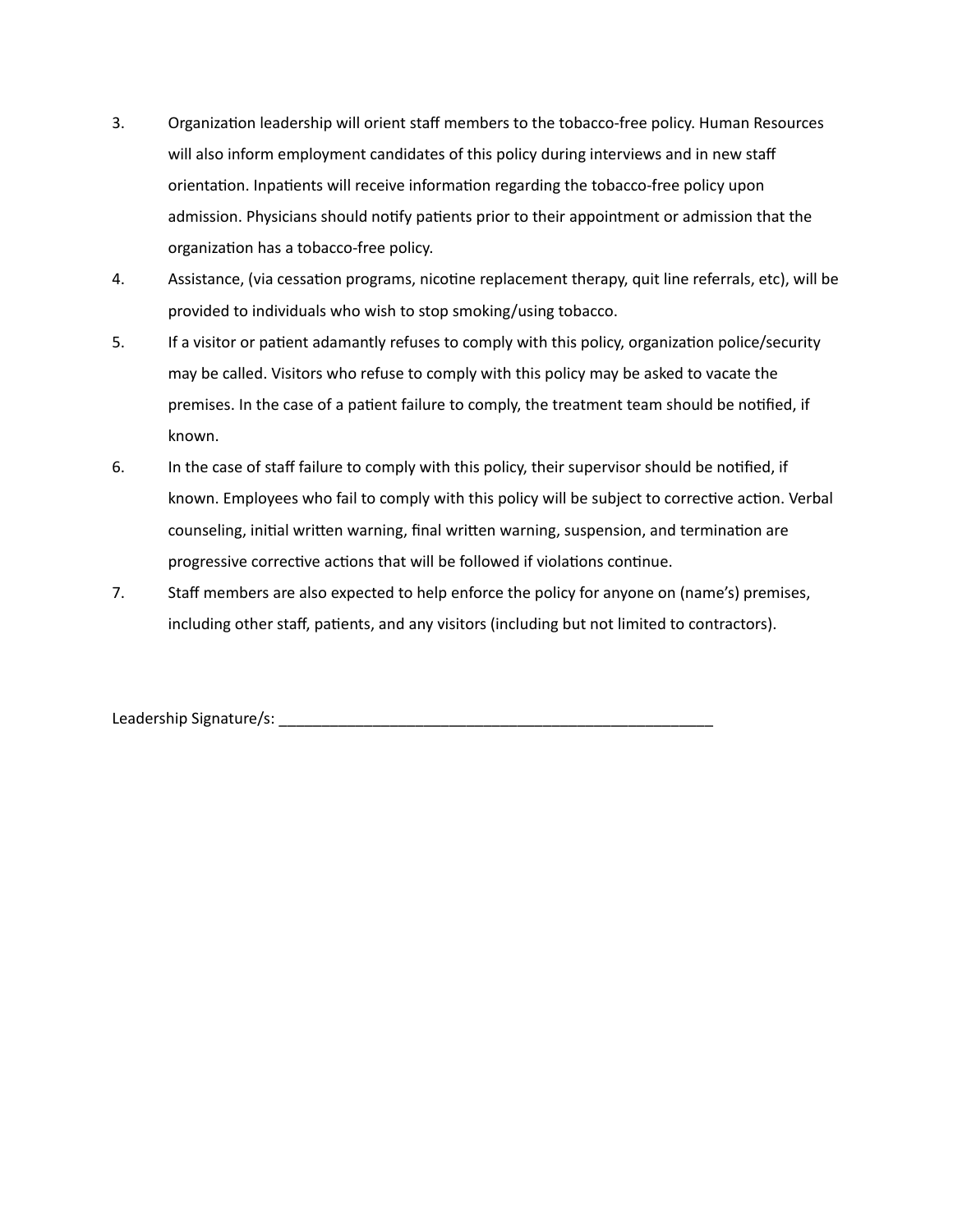3. Organization leadership will orient staff members to the tobacco-free policy. Human Resources will also inform employment candidates of this policy during interviews and in new staff orientation. Inpatients will receive information regarding the tobacco-free policy upon admission. Physicians should notify patients prior to their appointment or admission that the organization has a tobacco-free policy.
4. Assistance, (via cessation programs, nicotine replacement therapy, quit line referrals, etc), will be provided to individuals who wish to stop smoking/using tobacco.
5. If a visitor or patient adamantly refuses to comply with this policy, organization police/security may be called. Visitors who refuse to comply with this policy may be asked to vacate the premises. In the case of a patient failure to comply, the treatment team should be notified, if known.
6. In the case of staff failure to comply with this policy, their supervisor should be notified, if known. Employees who fail to comply with this policy will be subject to corrective action. Verbal counseling, initial written warning, final written warning, suspension, and termination are progressive corrective actions that will be followed if violations continue.
7. Staff members are also expected to help enforce the policy for anyone on (name's) premises, including other staff, patients, and any visitors (including but not limited to contractors).

Leadership Signature/s: ______________________________________________________